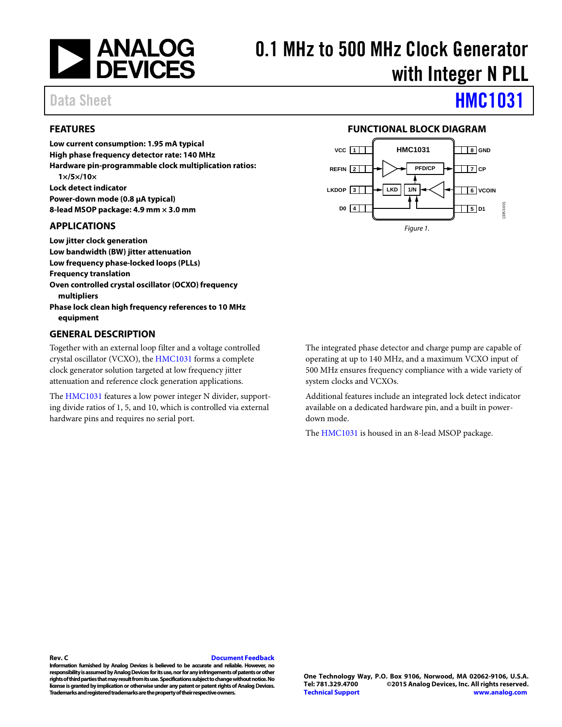# 0.1 MHz to 500 MHz Clock Generator with Integer N PLL

Data Sheet **HMC1031**

## FEATURES

**Low current consumption: 1.95 mA typical**
**High phase frequency detector rate: 140 MHz**
**Hardware pin-programmable clock multiplication ratios: 1×/5×/10×**
**Lock detect indicator**
**Power-down mode (0.8 µA typical)**
**8-lead MSOP package: 4.9 mm × 3.0 mm**

## APPLICATIONS

**Low jitter clock generation**
**Low bandwidth (BW) jitter attenuation**
**Low frequency phase-locked loops (PLLs)**
**Frequency translation**
**Oven controlled crystal oscillator (OCXO) frequency multipliers**
**Phase lock clean high frequency references to 10 MHz equipment**

## FUNCTIONAL BLOCK DIAGRAM

*Figure 1.*

## GENERAL DESCRIPTION

Together with an external loop filter and a voltage controlled crystal oscillator (VCXO), the HMC1031 forms a complete clock generator solution targeted at low frequency jitter attenuation and reference clock generation applications.

The HMC1031 features a low power integer N divider, supporting divide ratios of 1, 5, and 10, which is controlled via external hardware pins and requires no serial port.

The integrated phase detector and charge pump are capable of operating at up to 140 MHz, and a maximum VCXO input of 500 MHz ensures frequency compliance with a wide variety of system clocks and VCXOs.

Additional features include an integrated lock detect indicator available on a dedicated hardware pin, and a built in power-down mode.

The HMC1031 is housed in an 8-lead MSOP package.

**Rev. C** **Document Feedback**

**Information furnished by Analog Devices is believed to be accurate and reliable. However, no responsibility is assumed by Analog Devices for its use, nor for any infringements of patents or other rights of third parties that may result from its use. Specifications subject to change without notice. No license is granted by implication or otherwise under any patent or patent rights of Analog Devices. Trademarks and registered trademarks are the property of their respective owners.**

**One Technology Way, P.O. Box 9106, Norwood, MA 02062-9106, U.S.A.**
**Tel: 781.329.4700 ©2015 Analog Devices, Inc. All rights reserved.**
**Technical Support www.analog.com**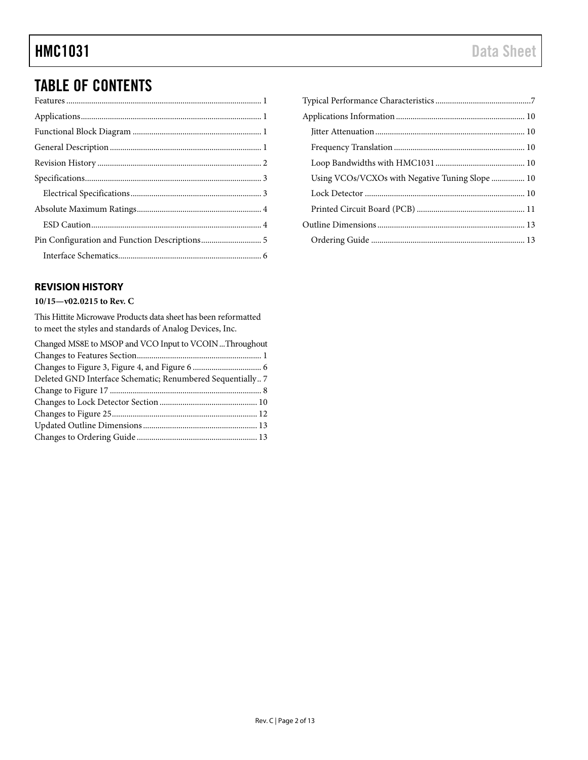# TABLE OF CONTENTS

Features ... 1
Applications ... 1
Functional Block Diagram ... 1
General Description ... 1
Revision History ... 2
Specifications ... 3
  Electrical Specifications ... 3
Absolute Maximum Ratings ... 4
  ESD Caution ... 4
Pin Configuration and Function Descriptions ... 5
  Interface Schematics ... 6
Typical Performance Characteristics ... 7
Applications Information ... 10
  Jitter Attenuation ... 10
  Frequency Translation ... 10
  Loop Bandwidths with HMC1031 ... 10
  Using VCOs/VCXOs with Negative Tuning Slope ... 10
  Lock Detector ... 10
  Printed Circuit Board (PCB) ... 11
Outline Dimensions ... 13
  Ordering Guide ... 13

## REVISION HISTORY

**10/15—v02.0215 to Rev. C**

This Hittite Microwave Products data sheet has been reformatted to meet the styles and standards of Analog Devices, Inc.

Changed MS8E to MSOP and VCO Input to VCOIN ... Throughout
Changes to Features Section ... 1
Changes to Figure 3, Figure 4, and Figure 6 ... 6
Deleted GND Interface Schematic; Renumbered Sequentially .. 7
Change to Figure 17 ... 8
Changes to Lock Detector Section ... 10
Changes to Figure 25 ... 12
Updated Outline Dimensions ... 13
Changes to Ordering Guide ... 13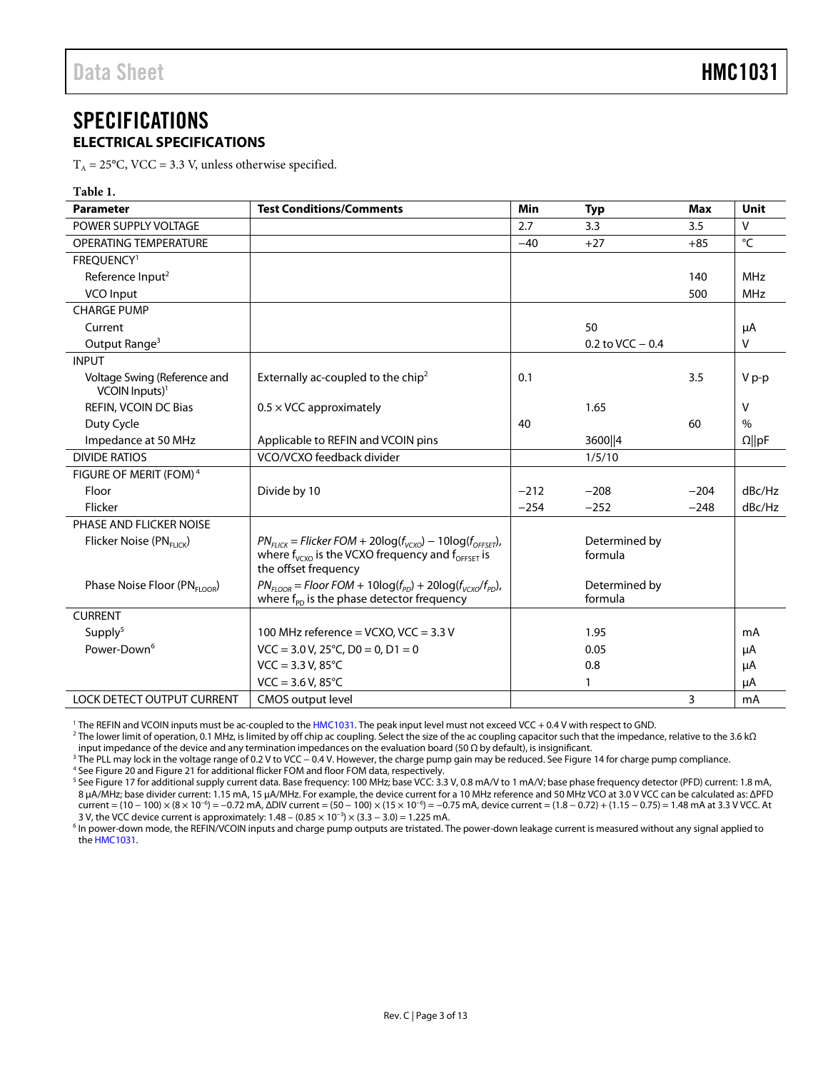# SPECIFICATIONS

## ELECTRICAL SPECIFICATIONS

$T_A$ = 25°C, VCC = 3.3 V, unless otherwise specified.

**Table 1.**

| Parameter | Test Conditions/Comments | Min | Typ | Max | Unit |
|---|---|---|---|---|---|
| POWER SUPPLY VOLTAGE | | 2.7 | 3.3 | 3.5 | V |
| OPERATING TEMPERATURE | | −40 | +27 | +85 | °C |
| FREQUENCY[1] | | | | | |
| Reference Input[2] | | | | 140 | MHz |
| VCO Input | | | | 500 | MHz |
| CHARGE PUMP | | | | | |
| Current | | | 50 | | µA |
| Output Range[3] | | | 0.2 to VCC − 0.4 | | V |
| INPUT | | | | | |
| Voltage Swing (Reference and VCOIN Inputs)[1] | Externally ac-coupled to the chip[2] | 0.1 | | 3.5 | V p-p |
| REFIN, VCOIN DC Bias | 0.5 × VCC approximately | | 1.65 | | V |
| Duty Cycle | | 40 | | 60 | % |
| Impedance at 50 MHz | Applicable to REFIN and VCOIN pins | | 3600‖4 | | Ω‖pF |
| DIVIDE RATIOS | VCO/VCXO feedback divider | | 1/5/10 | | |
| FIGURE OF MERIT (FOM)[4] | | | | | |
| Floor | Divide by 10 | −212 | −208 | −204 | dBc/Hz |
| Flicker | | −254 | −252 | −248 | dBc/Hz |
| PHASE AND FLICKER NOISE | | | | | |
| Flicker Noise ($PN_{FLICK}$) | $PN_{FLICK}$ = Flicker FOM + 20log($f_{VCXO}$) − 10log($f_{OFFSET}$), where $f_{VCXO}$ is the VCXO frequency and $f_{OFFSET}$ is the offset frequency | | Determined by formula | | |
| Phase Noise Floor ($PN_{FLOOR}$) | $PN_{FLOOR}$ = Floor FOM + 10log($f_{PD}$) + 20log($f_{VCXO}/f_{PD}$), where $f_{PD}$ is the phase detector frequency | | Determined by formula | | |
| CURRENT | | | | | |
| Supply[5] | 100 MHz reference = VCXO, VCC = 3.3 V | | 1.95 | | mA |
| Power-Down[6] | VCC = 3.0 V, 25°C, D0 = 0, D1 = 0 | | 0.05 | | µA |
| | VCC = 3.3 V, 85°C | | 0.8 | | µA |
| | VCC = 3.6 V, 85°C | | 1 | | µA |
| LOCK DETECT OUTPUT CURRENT | CMOS output level | | | 3 | mA |

[1] The REFIN and VCOIN inputs must be ac-coupled to the HMC1031. The peak input level must not exceed VCC + 0.4 V with respect to GND.

[2] The lower limit of operation, 0.1 MHz, is limited by off chip ac coupling. Select the size of the ac coupling capacitor such that the impedance, relative to the 3.6 kΩ input impedance of the device and any termination impedances on the evaluation board (50 Ω by default), is insignificant.

[3] The PLL may lock in the voltage range of 0.2 V to VCC − 0.4 V. However, the charge pump gain may be reduced. See Figure 14 for charge pump compliance.

[4] See Figure 20 and Figure 21 for additional flicker FOM and floor FOM data, respectively.

[5] See Figure 17 for additional supply current data. Base frequency: 100 MHz; base VCC: 3.3 V, 0.8 mA/V to 1 mA/V; base phase frequency detector (PFD) current: 1.8 mA, 8 µA/MHz; base divider current: 1.15 mA, 15 µA/MHz. For example, the device current for a 10 MHz reference and 50 MHz VCO at 3.0 V VCC can be calculated as: ΔPFD current = (10 − 100) × (8 × $10^{-6}$) = −0.72 mA, ΔDIV current = (50 − 100) × (15 × $10^{-6}$) = −0.75 mA, device current = (1.8 − 0.72) + (1.15 − 0.75) = 1.48 mA at 3.3 V VCC. At 3 V, the VCC device current is approximately: 1.48 − (0.85 × $10^{-3}$) × (3.3 − 3.0) = 1.225 mA.

[6] In power-down mode, the REFIN/VCOIN inputs and charge pump outputs are tristated. The power-down leakage current is measured without any signal applied to the HMC1031.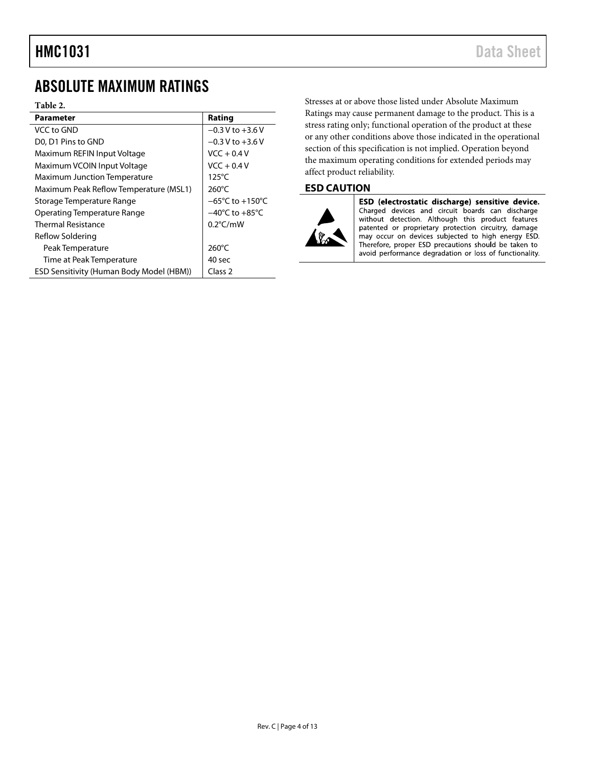## ABSOLUTE MAXIMUM RATINGS

**Table 2.**

| Parameter | Rating |
|---|---|
| VCC to GND | −0.3 V to +3.6 V |
| D0, D1 Pins to GND | −0.3 V to +3.6 V |
| Maximum REFIN Input Voltage | VCC + 0.4 V |
| Maximum VCOIN Input Voltage | VCC + 0.4 V |
| Maximum Junction Temperature | 125°C |
| Maximum Peak Reflow Temperature (MSL1) | 260°C |
| Storage Temperature Range | −65°C to +150°C |
| Operating Temperature Range | −40°C to +85°C |
| Thermal Resistance | 0.2°C/mW |
| Reflow Soldering | |
| Peak Temperature | 260°C |
| Time at Peak Temperature | 40 sec |
| ESD Sensitivity (Human Body Model (HBM)) | Class 2 |

Stresses at or above those listed under Absolute Maximum Ratings may cause permanent damage to the product. This is a stress rating only; functional operation of the product at these or any other conditions above those indicated in the operational section of this specification is not implied. Operation beyond the maximum operating conditions for extended periods may affect product reliability.

### ESD CAUTION

**ESD (electrostatic discharge) sensitive device.** Charged devices and circuit boards can discharge without detection. Although this product features patented or proprietary protection circuitry, damage may occur on devices subjected to high energy ESD. Therefore, proper ESD precautions should be taken to avoid performance degradation or loss of functionality.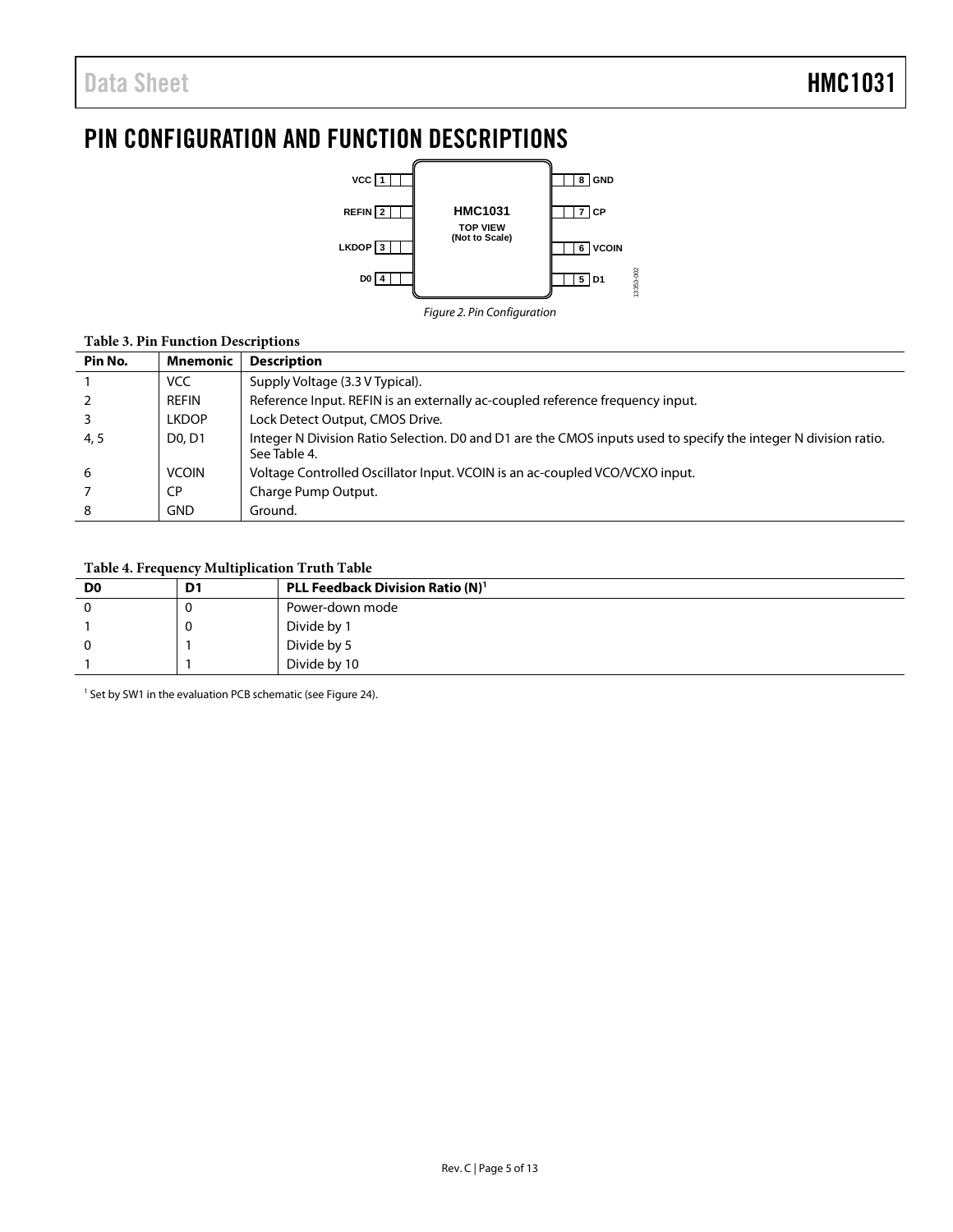# PIN CONFIGURATION AND FUNCTION DESCRIPTIONS

*Figure 2. Pin Configuration*

**Table 3. Pin Function Descriptions**

| Pin No. | Mnemonic | Description |
|---|---|---|
| 1 | VCC | Supply Voltage (3.3 V Typical). |
| 2 | REFIN | Reference Input. REFIN is an externally ac-coupled reference frequency input. |
| 3 | LKDOP | Lock Detect Output, CMOS Drive. |
| 4, 5 | D0, D1 | Integer N Division Ratio Selection. D0 and D1 are the CMOS inputs used to specify the integer N division ratio. See Table 4. |
| 6 | VCOIN | Voltage Controlled Oscillator Input. VCOIN is an ac-coupled VCO/VCXO input. |
| 7 | CP | Charge Pump Output. |
| 8 | GND | Ground. |

**Table 4. Frequency Multiplication Truth Table**

| D0 | D1 | PLL Feedback Division Ratio (N)[1] |
|---|---|---|
| 0 | 0 | Power-down mode |
| 1 | 0 | Divide by 1 |
| 0 | 1 | Divide by 5 |
| 1 | 1 | Divide by 10 |

[1] Set by SW1 in the evaluation PCB schematic (see Figure 24).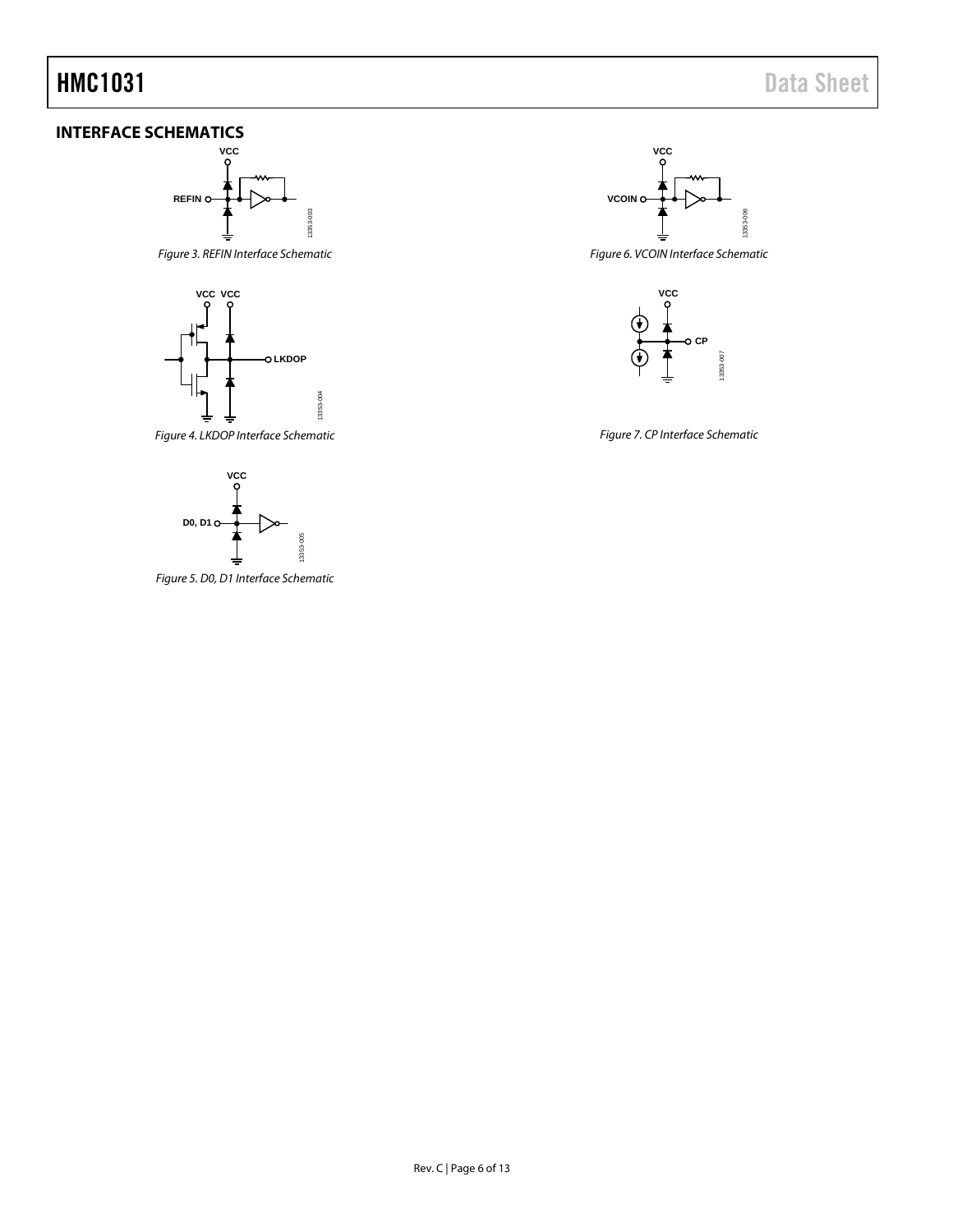## INTERFACE SCHEMATICS

*Figure 3. REFIN Interface Schematic*

*Figure 4. LKDOP Interface Schematic*

*Figure 5. D0, D1 Interface Schematic*

*Figure 6. VCOIN Interface Schematic*

*Figure 7. CP Interface Schematic*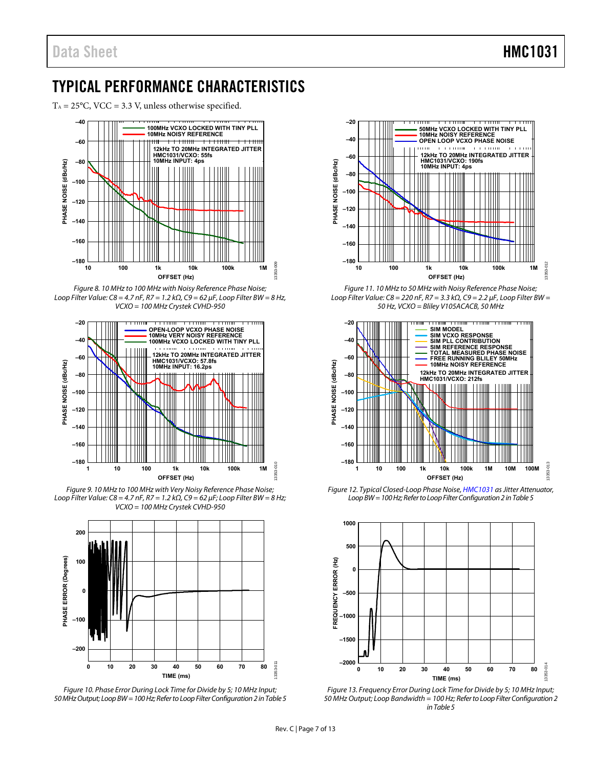# TYPICAL PERFORMANCE CHARACTERISTICS

$T_A$ = 25°C, VCC = 3.3 V, unless otherwise specified.

*Figure 8. 10 MHz to 100 MHz with Noisy Reference Phase Noise; Loop Filter Value: C8 = 4.7 nF, R7 = 1.2 kΩ, C9 = 62 µF, Loop Filter BW = 8 Hz, VCXO = 100 MHz Crystek CVHD-950*

*Figure 9. 10 MHz to 100 MHz with Very Noisy Reference Phase Noise; Loop Filter Value: C8 = 4.7 nF, R7 = 1.2 kΩ, C9 = 62 µF; Loop Filter BW = 8 Hz; VCXO = 100 MHz Crystek CVHD-950*

*Figure 10. Phase Error During Lock Time for Divide by 5; 10 MHz Input; 50 MHz Output; Loop BW = 100 Hz; Refer to Loop Filter Configuration 2 in Table 5*

*Figure 11. 10 MHz to 50 MHz with Noisy Reference Phase Noise; Loop Filter Value: C8 = 220 nF, R7 = 3.3 kΩ, C9 = 2.2 µF, Loop Filter BW = 50 Hz, VCXO = Bliley V105ACACB, 50 MHz*

*Figure 12. Typical Closed-Loop Phase Noise, HMC1031 as Jitter Attenuator, Loop BW = 100 Hz; Refer to Loop Filter Configuration 2 in Table 5*

*Figure 13. Frequency Error During Lock Time for Divide by 5; 10 MHz Input; 50 MHz Output; Loop Bandwidth = 100 Hz; Refer to Loop Filter Configuration 2 in Table 5*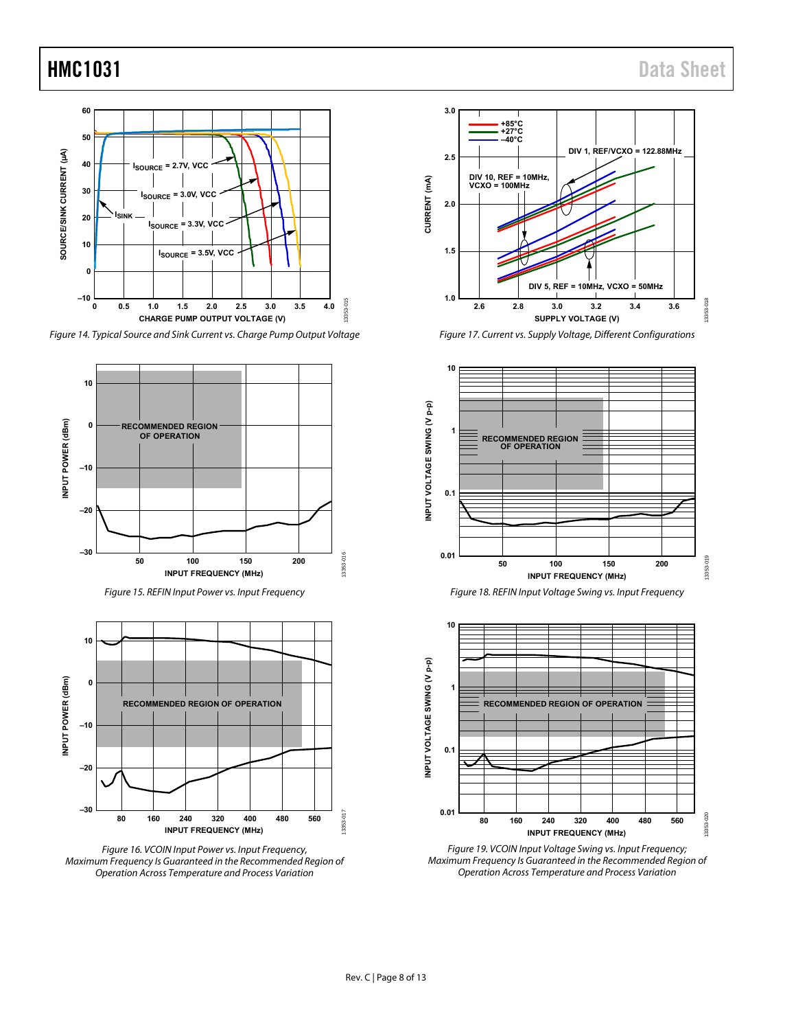Figure 14. Typical Source and Sink Current vs. Charge Pump Output Voltage

Figure 15. REFIN Input Power vs. Input Frequency

Figure 16. VCOIN Input Power vs. Input Frequency, Maximum Frequency Is Guaranteed in the Recommended Region of Operation Across Temperature and Process Variation

Figure 17. Current vs. Supply Voltage, Different Configurations

Figure 18. REFIN Input Voltage Swing vs. Input Frequency

Figure 19. VCOIN Input Voltage Swing vs. Input Frequency; Maximum Frequency Is Guaranteed in the Recommended Region of Operation Across Temperature and Process Variation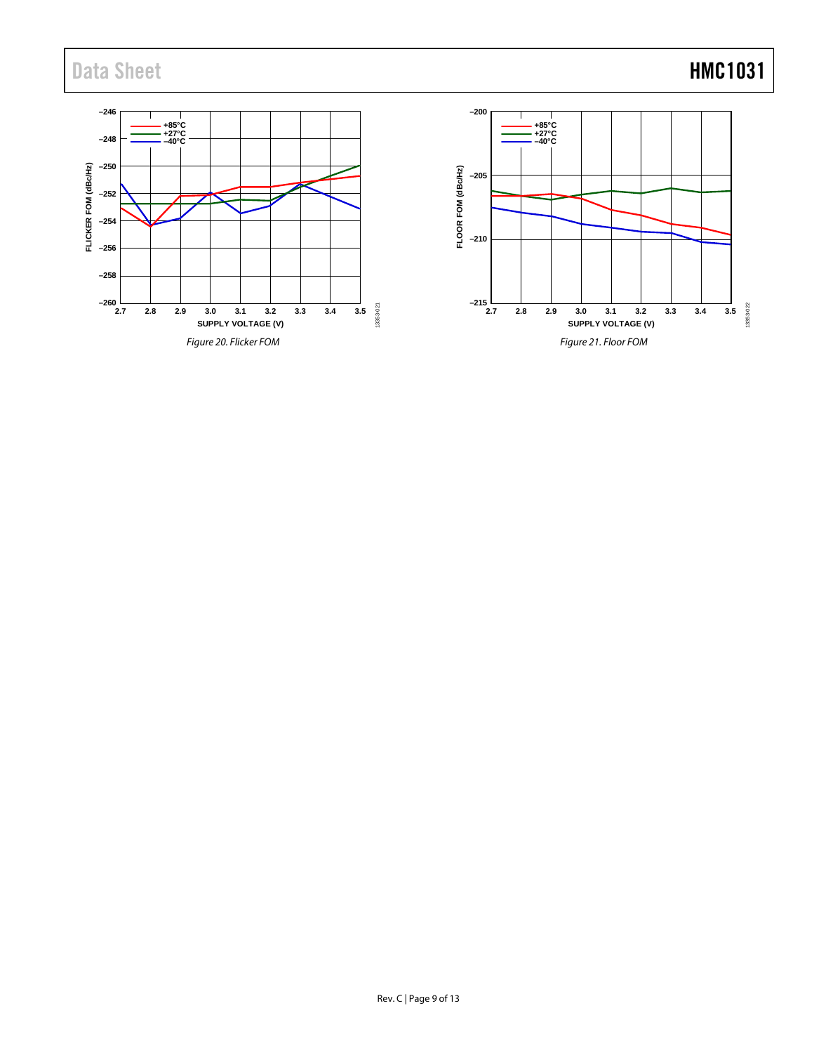Figure 20. Flicker FOM

Figure 21. Floor FOM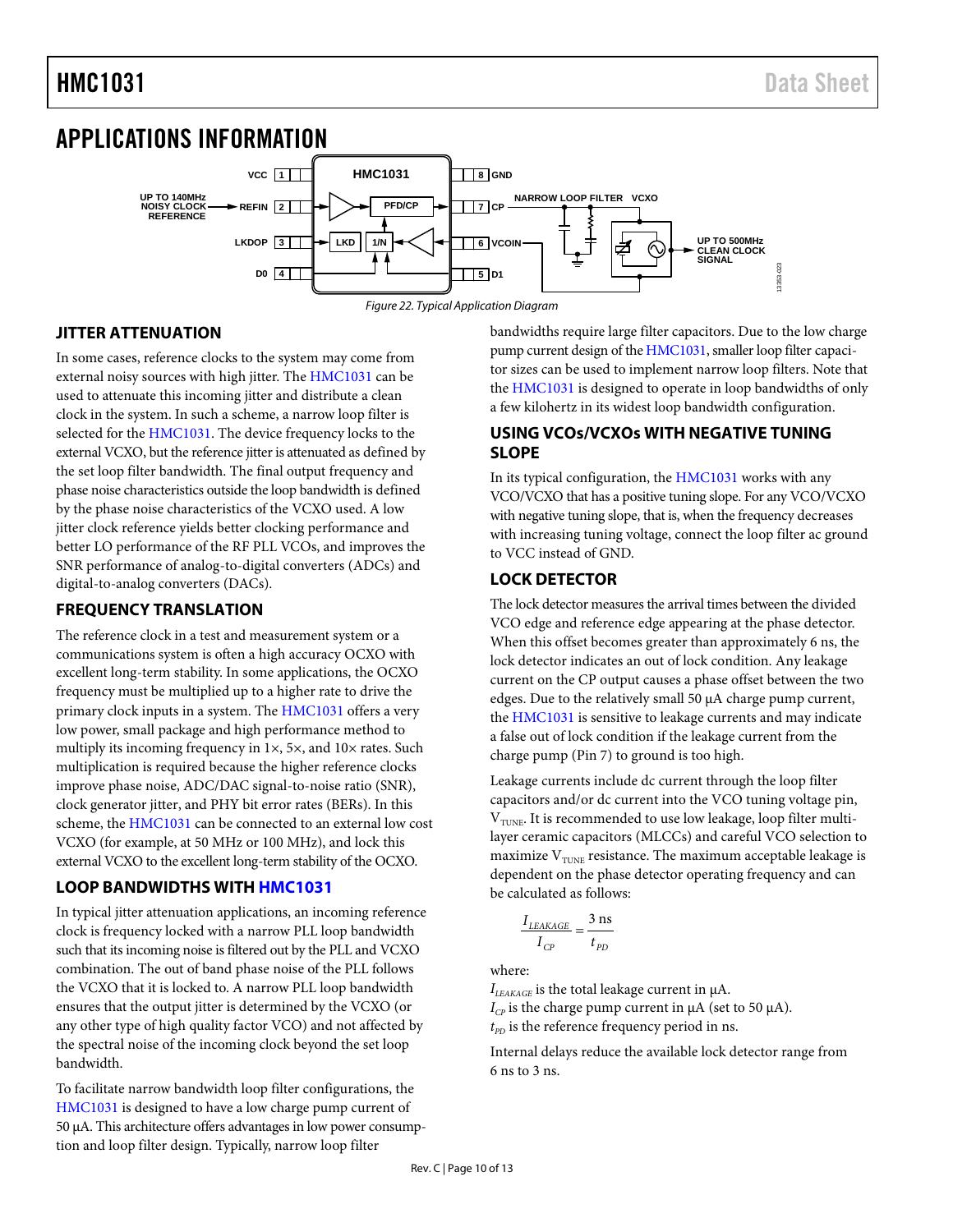# APPLICATIONS INFORMATION

Figure 22. Typical Application Diagram

## JITTER ATTENUATION

In some cases, reference clocks to the system may come from external noisy sources with high jitter. The HMC1031 can be used to attenuate this incoming jitter and distribute a clean clock in the system. In such a scheme, a narrow loop filter is selected for the HMC1031. The device frequency locks to the external VCXO, but the reference jitter is attenuated as defined by the set loop filter bandwidth. The final output frequency and phase noise characteristics outside the loop bandwidth is defined by the phase noise characteristics of the VCXO used. A low jitter clock reference yields better clocking performance and better LO performance of the RF PLL VCOs, and improves the SNR performance of analog-to-digital converters (ADCs) and digital-to-analog converters (DACs).

## FREQUENCY TRANSLATION

The reference clock in a test and measurement system or a communications system is often a high accuracy OCXO with excellent long-term stability. In some applications, the OCXO frequency must be multiplied up to a higher rate to drive the primary clock inputs in a system. The HMC1031 offers a very low power, small package and high performance method to multiply its incoming frequency in 1×, 5×, and 10× rates. Such multiplication is required because the higher reference clocks improve phase noise, ADC/DAC signal-to-noise ratio (SNR), clock generator jitter, and PHY bit error rates (BERs). In this scheme, the HMC1031 can be connected to an external low cost VCXO (for example, at 50 MHz or 100 MHz), and lock this external VCXO to the excellent long-term stability of the OCXO.

## LOOP BANDWIDTHS WITH HMC1031

In typical jitter attenuation applications, an incoming reference clock is frequency locked with a narrow PLL loop bandwidth such that its incoming noise is filtered out by the PLL and VCXO combination. The out of band phase noise of the PLL follows the VCXO that it is locked to. A narrow PLL loop bandwidth ensures that the output jitter is determined by the VCXO (or any other type of high quality factor VCO) and not affected by the spectral noise of the incoming clock beyond the set loop bandwidth.

To facilitate narrow bandwidth loop filter configurations, the HMC1031 is designed to have a low charge pump current of 50 µA. This architecture offers advantages in low power consumption and loop filter design. Typically, narrow loop filter bandwidths require large filter capacitors. Due to the low charge pump current design of the HMC1031, smaller loop filter capacitor sizes can be used to implement narrow loop filters. Note that the HMC1031 is designed to operate in loop bandwidths of only a few kilohertz in its widest loop bandwidth configuration.

## USING VCOs/VCXOs WITH NEGATIVE TUNING SLOPE

In its typical configuration, the HMC1031 works with any VCO/VCXO that has a positive tuning slope. For any VCO/VCXO with negative tuning slope, that is, when the frequency decreases with increasing tuning voltage, connect the loop filter ac ground to VCC instead of GND.

## LOCK DETECTOR

The lock detector measures the arrival times between the divided VCO edge and reference edge appearing at the phase detector. When this offset becomes greater than approximately 6 ns, the lock detector indicates an out of lock condition. Any leakage current on the CP output causes a phase offset between the two edges. Due to the relatively small 50 µA charge pump current, the HMC1031 is sensitive to leakage currents and may indicate a false out of lock condition if the leakage current from the charge pump (Pin 7) to ground is too high.

Leakage currents include dc current through the loop filter capacitors and/or dc current into the VCO tuning voltage pin, $V_{TUNE}$. It is recommended to use low leakage, loop filter multilayer ceramic capacitors (MLCCs) and careful VCO selection to maximize $V_{TUNE}$ resistance. The maximum acceptable leakage is dependent on the phase detector operating frequency and can be calculated as follows:

$$\frac{I_{LEAKAGE}}{I_{CP}} = \frac{3\text{ ns}}{t_{PD}}$$

where:
$I_{LEAKAGE}$ is the total leakage current in µA.
$I_{CP}$ is the charge pump current in µA (set to 50 µA).
$t_{PD}$ is the reference frequency period in ns.

Internal delays reduce the available lock detector range from 6 ns to 3 ns.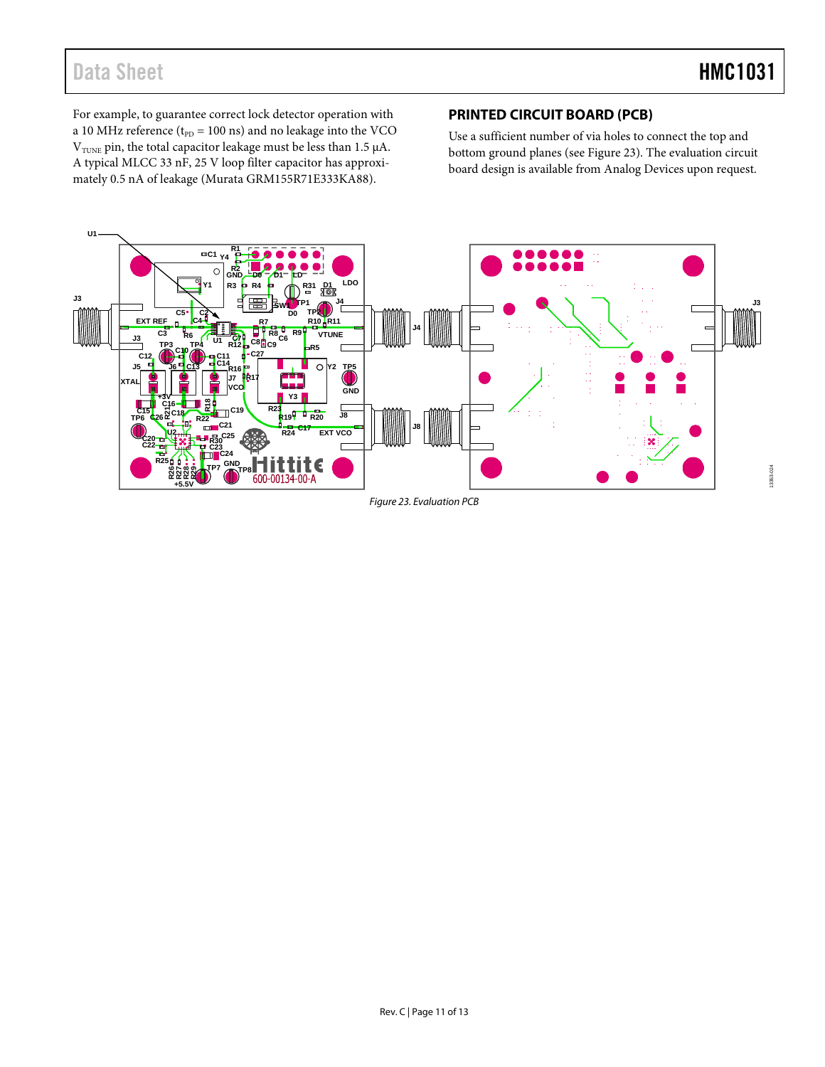For example, to guarantee correct lock detector operation with a 10 MHz reference ($t_{PD}$ = 100 ns) and no leakage into the VCO $V_{TUNE}$ pin, the total capacitor leakage must be less than 1.5 µA. A typical MLCC 33 nF, 25 V loop filter capacitor has approximately 0.5 nA of leakage (Murata GRM155R71E333KA88).

## PRINTED CIRCUIT BOARD (PCB)

Use a sufficient number of via holes to connect the top and bottom ground planes (see Figure 23). The evaluation circuit board design is available from Analog Devices upon request.

*Figure 23. Evaluation PCB*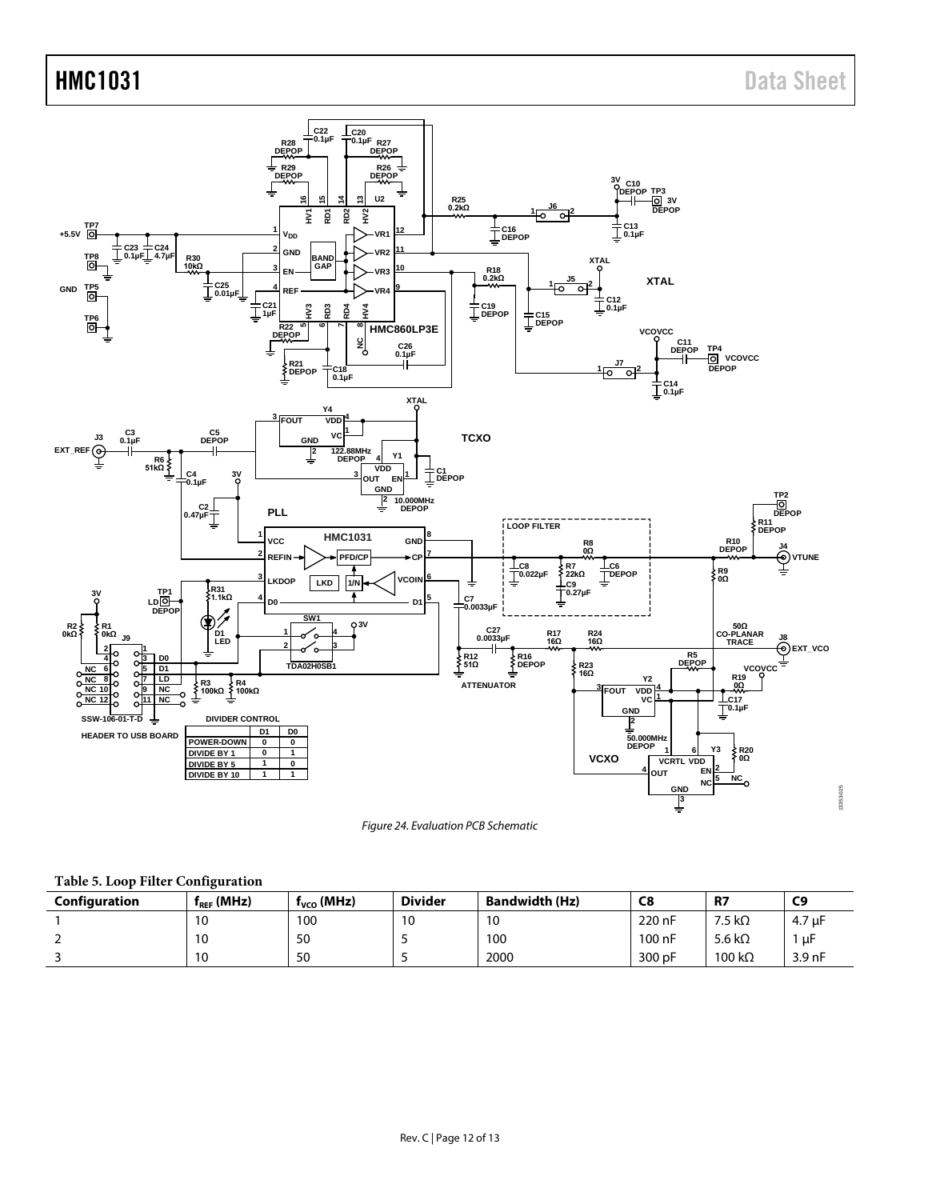Figure 24. Evaluation PCB Schematic

**Table 5. Loop Filter Configuration**

| Configuration | $f_{REF}$ (MHz) | $f_{VCO}$ (MHz) | Divider | Bandwidth (Hz) | C8 | R7 | C9 |
|---|---|---|---|---|---|---|---|
| 1 | 10 | 100 | 10 | 10 | 220 nF | 7.5 kΩ | 4.7 µF |
| 2 | 10 | 50 | 5 | 100 | 100 nF | 5.6 kΩ | 1 µF |
| 3 | 10 | 50 | 5 | 2000 | 300 pF | 100 kΩ | 3.9 nF |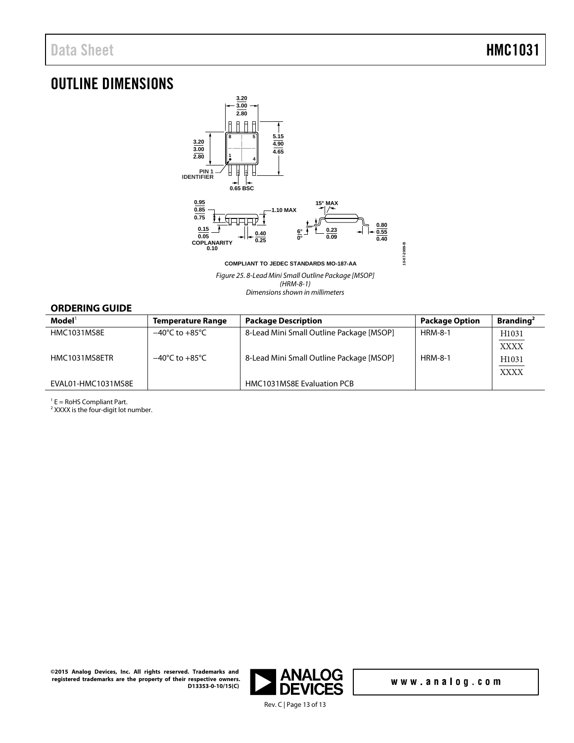## OUTLINE DIMENSIONS

3.20
3.00
2.80

3.20
3.00
2.80

5.15
4.90
4.65

PIN 1 IDENTIFIER

0.65 BSC

0.95
0.85
0.75

1.10 MAX

15° MAX

0.15
0.05
COPLANARITY
0.10

0.40
0.25

6°
0°

0.23
0.09

0.80
0.55
0.40

10-07-2009-B

COMPLIANT TO JEDEC STANDARDS MO-187-AA

*Figure 25. 8-Lead Mini Small Outline Package [MSOP] (HRM-8-1) Dimensions shown in millimeters*

### ORDERING GUIDE

| Model[1] | Temperature Range | Package Description | Package Option | Branding[2] |
|---|---|---|---|---|
| HMC1031MS8E | −40°C to +85°C | 8-Lead Mini Small Outline Package [MSOP] | HRM-8-1 | H1031 XXXX |
| HMC1031MS8ETR | −40°C to +85°C | 8-Lead Mini Small Outline Package [MSOP] | HRM-8-1 | H1031 XXXX |
| EVAL01-HMC1031MS8E | | HMC1031MS8E Evaluation PCB | | |

[1] E = RoHS Compliant Part.
[2] XXXX is the four-digit lot number.

©2015 Analog Devices, Inc. All rights reserved. Trademarks and registered trademarks are the property of their respective owners. D13353-0-10/15(C)

www.analog.com